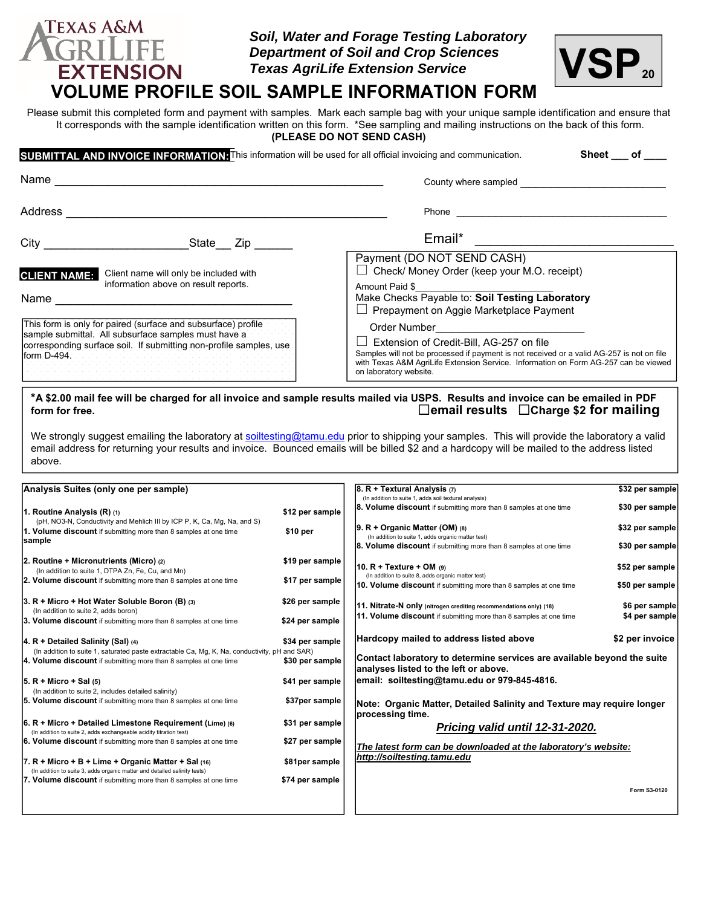Texas A&M AgriLife Extension

*Soil, Water and Forage Testing Laboratory*
*Department of Soil and Crop Sciences*
*Texas AgriLife Extension Service*

**VSP 20**

# VOLUME PROFILE SOIL SAMPLE INFORMATION FORM

Please submit this completed form and payment with samples. Mark each sample bag with your unique sample identification and ensure that It corresponds with the sample identification written on this form. *See sampling and mailing instructions on the back of this form.
**(PLEASE DO NOT SEND CASH)**

**SUBMITTAL AND INVOICE INFORMATION:** This information will be used for all official invoicing and communication. **Sheet ___ of ____**

Name ______________________________________________ County where sampled ______________________

Address ____________________________________________ Phone ___________________________________

City ____________________ State__ Zip ______ Email* ___________________________

**CLIENT NAME:** Client name will only be included with information above on result reports.

Name ___________________________________

This form is only for paired (surface and subsurface) profile sample submittal. All subsurface samples must have a corresponding surface soil. If submitting non-profile samples, use form D-494.

Payment (DO NOT SEND CASH)
☐ Check/ Money Order (keep your M.O. receipt)
Amount Paid $____________________
Make Checks Payable to: **Soil Testing Laboratory**
☐ Prepayment on Aggie Marketplace Payment
Order Number_______________________
☐ Extension of Credit-Bill, AG-257 on file
Samples will not be processed if payment is not received or a valid AG-257 is not on file with Texas A&M AgriLife Extension Service. Information on Form AG-257 can be viewed on laboratory website.

**\*A $2.00 mail fee will be charged for all invoice and sample results mailed via USPS. Results and invoice can be emailed in PDF form for free.** ☐**email results** ☐**Charge $2 for mailing**

We strongly suggest emailing the laboratory at soiltesting@tamu.edu prior to shipping your samples. This will provide the laboratory a valid email address for returning your results and invoice. Bounced emails will be billed $2 and a hardcopy will be mailed to the address listed above.

| **Analysis Suites (only one per sample)** | |
|---|---|
| **1. Routine Analysis (R)** (1) (pH, NO3-N, Conductivity and Mehlich III by ICP P, K, Ca, Mg, Na, and S) | **$12 per sample** |
| **1. Volume discount** if submitting more than 8 samples at one time | **$10 per sample** |
| **2. Routine + Micronutrients (Micro)** (2) (In addition to suite 1, DTPA Zn, Fe, Cu, and Mn) | **$19 per sample** |
| **2. Volume discount** if submitting more than 8 samples at one time | **$17 per sample** |
| **3. R + Micro + Hot Water Soluble Boron (B)** (3) (In addition to suite 2, adds boron) | **$26 per sample** |
| **3. Volume discount** if submitting more than 8 samples at one time | **$24 per sample** |
| **4. R + Detailed Salinity (Sal)** (4) (In addition to suite 1, saturated paste extractable Ca, Mg, K, Na, conductivity, pH and SAR) | **$34 per sample** |
| **4. Volume discount** if submitting more than 8 samples at one time | **$30 per sample** |
| **5. R + Micro + Sal (5)** (In addition to suite 2, includes detailed salinity) | **$41 per sample** |
| **5. Volume discount** if submitting more than 8 samples at one time | **$37per sample** |
| **6. R + Micro + Detailed Limestone Requirement (Lime)** (6) (In addition to suite 2, adds exchangeable acidity titration test) | **$31 per sample** |
| **6. Volume discount** if submitting more than 8 samples at one time | **$27 per sample** |
| **7. R + Micro + B + Lime + Organic Matter + Sal** (16) (In addition to suite 3, adds organic matter and detailed salinity tests) | **$81per sample** |
| **7. Volume discount** if submitting more than 8 samples at one time | **$74 per sample** |
| **8. R + Textural Analysis** (7) (In addition to suite 1, adds soil textural analysis) | **$32 per sample** |
| **8. Volume discount** if submitting more than 8 samples at one time | **$30 per sample** |
| **9. R + Organic Matter (OM)** (8) (In addition to suite 1, adds organic matter test) | **$32 per sample** |
| **8. Volume discount** if submitting more than 8 samples at one time | **$30 per sample** |
| **10. R + Texture + OM** (9) (In addition to suite 8, adds organic matter test) | **$52 per sample** |
| **10. Volume discount** if submitting more than 8 samples at one time | **$50 per sample** |
| **11. Nitrate-N only** (nitrogen crediting recommendations only) (18) | **$6 per sample** |
| **11. Volume discount** if submitting more than 8 samples at one time | **$4 per sample** |
| **Hardcopy mailed to address listed above** | **$2 per invoice** |

**Contact laboratory to determine services are available beyond the suite analyses listed to the left or above.**
**email: soiltesting@tamu.edu or 979-845-4816.**

**Note: Organic Matter, Detailed Salinity and Texture may require longer processing time.**

***Pricing valid until 12-31-2020.***

***The latest form can be downloaded at the laboratory's website: http://soiltesting.tamu.edu***

Form S3-0120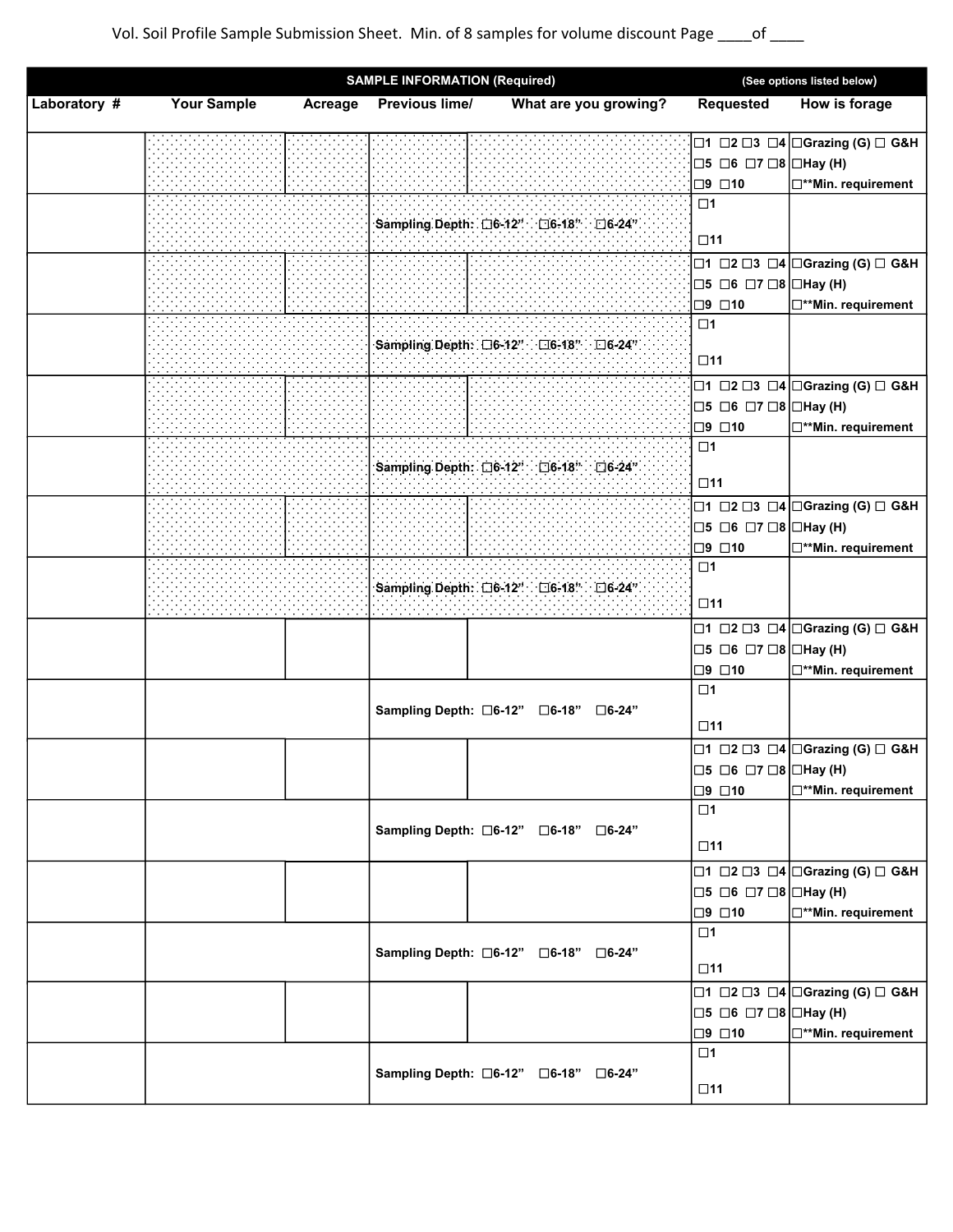Vol. Soil Profile Sample Submission Sheet. Min. of 8 samples for volume discount Page ____of ____

| SAMPLE INFORMATION (Required) | | | | | (See options listed below) | |
|---|---|---|---|---|---|---|
| Laboratory # | Your Sample | Acreage | Previous lime/ | What are you growing? | Requested | How is forage |
| | | | | | ☐1 ☐2 ☐3 ☐4 ☐5 ☐6 ☐7 ☐8 ☐9 ☐10 | ☐Grazing (G) ☐ G&H ☐Hay (H) ☐**Min. requirement |
| | | | Sampling Depth: ☐6-12" ☐6-18" ☐6-24" | | ☐1 ☐11 | |
| | | | | | ☐1 ☐2 ☐3 ☐4 ☐5 ☐6 ☐7 ☐8 ☐9 ☐10 | ☐Grazing (G) ☐ G&H ☐Hay (H) ☐**Min. requirement |
| | | | Sampling Depth: ☐6-12" ☐6-18" ☐6-24" | | ☐1 ☐11 | |
| | | | | | ☐1 ☐2 ☐3 ☐4 ☐5 ☐6 ☐7 ☐8 ☐9 ☐10 | ☐Grazing (G) ☐ G&H ☐Hay (H) ☐**Min. requirement |
| | | | Sampling Depth: ☐6-12" ☐6-18" ☐6-24" | | ☐1 ☐11 | |
| | | | | | ☐1 ☐2 ☐3 ☐4 ☐5 ☐6 ☐7 ☐8 ☐9 ☐10 | ☐Grazing (G) ☐ G&H ☐Hay (H) ☐**Min. requirement |
| | | | Sampling Depth: ☐6-12" ☐6-18" ☐6-24" | | ☐1 ☐11 | |
| | | | | | ☐1 ☐2 ☐3 ☐4 ☐5 ☐6 ☐7 ☐8 ☐9 ☐10 | ☐Grazing (G) ☐ G&H ☐Hay (H) ☐**Min. requirement |
| | | | Sampling Depth: ☐6-12" ☐6-18" ☐6-24" | | ☐1 ☐11 | |
| | | | | | ☐1 ☐2 ☐3 ☐4 ☐5 ☐6 ☐7 ☐8 ☐9 ☐10 | ☐Grazing (G) ☐ G&H ☐Hay (H) ☐**Min. requirement |
| | | | Sampling Depth: ☐6-12" ☐6-18" ☐6-24" | | ☐1 ☐11 | |
| | | | | | ☐1 ☐2 ☐3 ☐4 ☐5 ☐6 ☐7 ☐8 ☐9 ☐10 | ☐Grazing (G) ☐ G&H ☐Hay (H) ☐**Min. requirement |
| | | | Sampling Depth: ☐6-12" ☐6-18" ☐6-24" | | ☐1 ☐11 | |
| | | | | | ☐1 ☐2 ☐3 ☐4 ☐5 ☐6 ☐7 ☐8 ☐9 ☐10 | ☐Grazing (G) ☐ G&H ☐Hay (H) ☐**Min. requirement |
| | | | Sampling Depth: ☐6-12" ☐6-18" ☐6-24" | | ☐1 ☐11 | |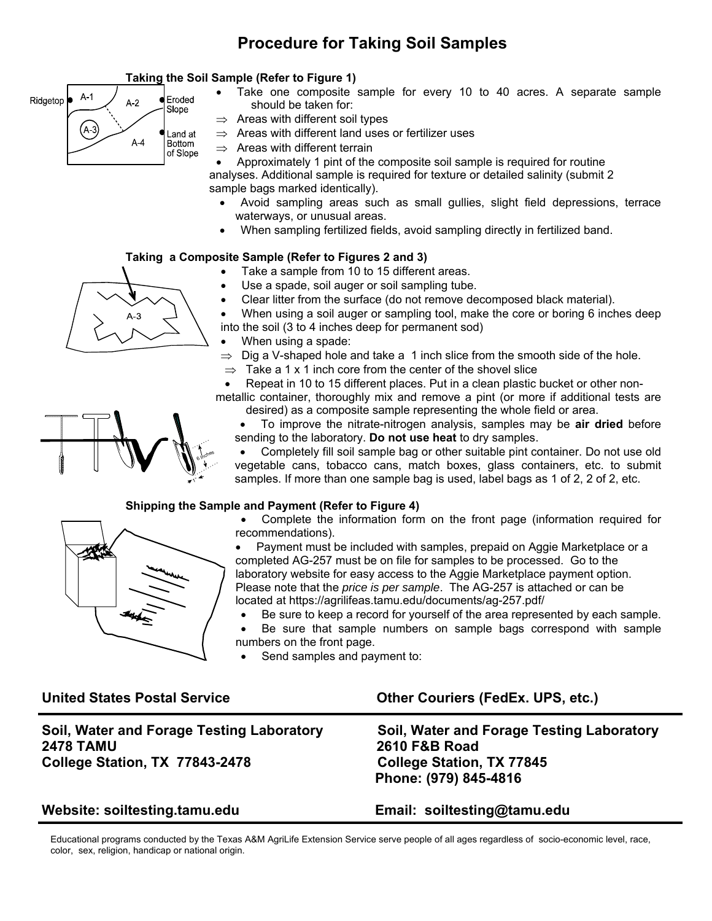# Procedure for Taking Soil Samples

### Taking the Soil Sample (Refer to Figure 1)

Ridgetop
A-1
A-2
Eroded Slope
A-3
A-4
Land at Bottom of Slope

- Take one composite sample for every 10 to 40 acres. A separate sample should be taken for:
  - ⇒ Areas with different soil types
  - ⇒ Areas with different land uses or fertilizer uses
  - ⇒ Areas with different terrain
- Approximately 1 pint of the composite soil sample is required for routine analyses. Additional sample is required for texture or detailed salinity (submit 2 sample bags marked identically).
- Avoid sampling areas such as small gullies, slight field depressions, terrace waterways, or unusual areas.
- When sampling fertilized fields, avoid sampling directly in fertilized band.

### Taking a Composite Sample (Refer to Figures 2 and 3)

A-3

- Take a sample from 10 to 15 different areas.
- Use a spade, soil auger or soil sampling tube.
- Clear litter from the surface (do not remove decomposed black material).
- When using a soil auger or sampling tool, make the core or boring 6 inches deep into the soil (3 to 4 inches deep for permanent sod)
- When using a spade:
  - ⇒ Dig a V-shaped hole and take a 1 inch slice from the smooth side of the hole.
  - ⇒ Take a 1 x 1 inch core from the center of the shovel slice
- Repeat in 10 to 15 different places. Put in a clean plastic bucket or other non-metallic container, thoroughly mix and remove a pint (or more if additional tests are desired) as a composite sample representing the whole field or area.
- To improve the nitrate-nitrogen analysis, samples may be **air dried** before sending to the laboratory. **Do not use heat** to dry samples.
- Completely fill soil sample bag or other suitable pint container. Do not use old vegetable cans, tobacco cans, match boxes, glass containers, etc. to submit samples. If more than one sample bag is used, label bags as 1 of 2, 2 of 2, etc.

6 inches
1"

### Shipping the Sample and Payment (Refer to Figure 4)

- Complete the information form on the front page (information required for recommendations).
- Payment must be included with samples, prepaid on Aggie Marketplace or a completed AG-257 must be on file for samples to be processed. Go to the laboratory website for easy access to the Aggie Marketplace payment option. Please note that the *price is per sample*. The AG-257 is attached or can be located at https://agrilifeas.tamu.edu/documents/ag-257.pdf/
- Be sure to keep a record for yourself of the area represented by each sample.
- Be sure that sample numbers on sample bags correspond with sample numbers on the front page.
- Send samples and payment to:

| **United States Postal Service** | **Other Couriers (FedEx. UPS, etc.)** |
|---|---|
| **Soil, Water and Forage Testing Laboratory**<br>**2478 TAMU**<br>**College Station, TX 77843-2478** | **Soil, Water and Forage Testing Laboratory**<br>**2610 F&B Road**<br>**College Station, TX 77845**<br>**Phone: (979) 845-4816** |
| **Website: soiltesting.tamu.edu** | **Email: soiltesting@tamu.edu** |

Educational programs conducted by the Texas A&M AgriLife Extension Service serve people of all ages regardless of socio-economic level, race, color, sex, religion, handicap or national origin.